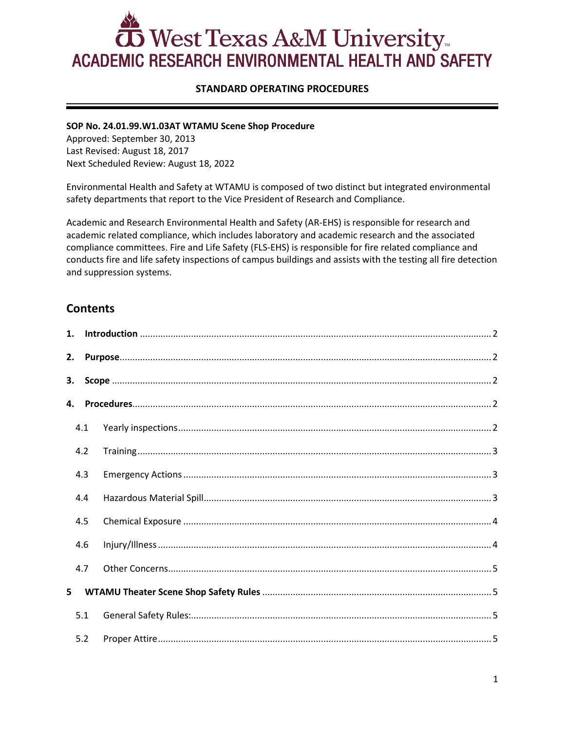# West Texas A&M University
## ACADEMIC RESEARCH ENVIRONMENTAL HEALTH AND SAFETY

**STANDARD OPERATING PROCEDURES**

---

**SOP No. 24.01.99.W1.03AT WTAMU Scene Shop Procedure**
Approved: September 30, 2013
Last Revised: August 18, 2017
Next Scheduled Review: August 18, 2022

Environmental Health and Safety at WTAMU is composed of two distinct but integrated environmental safety departments that report to the Vice President of Research and Compliance.

Academic and Research Environmental Health and Safety (AR-EHS) is responsible for research and academic related compliance, which includes laboratory and academic research and the associated compliance committees. Fire and Life Safety (FLS-EHS) is responsible for fire related compliance and conducts fire and life safety inspections of campus buildings and assists with the testing all fire detection and suppression systems.

## Contents

1. **Introduction** .......... 2
2. **Purpose** .......... 2
3. **Scope** .......... 2
4. **Procedures** .......... 2
   - 4.1 Yearly inspections .......... 2
   - 4.2 Training .......... 3
   - 4.3 Emergency Actions .......... 3
   - 4.4 Hazardous Material Spill .......... 3
   - 4.5 Chemical Exposure .......... 4
   - 4.6 Injury/Illness .......... 4
   - 4.7 Other Concerns .......... 5
5. **WTAMU Theater Scene Shop Safety Rules** .......... 5
   - 5.1 General Safety Rules: .......... 5
   - 5.2 Proper Attire .......... 5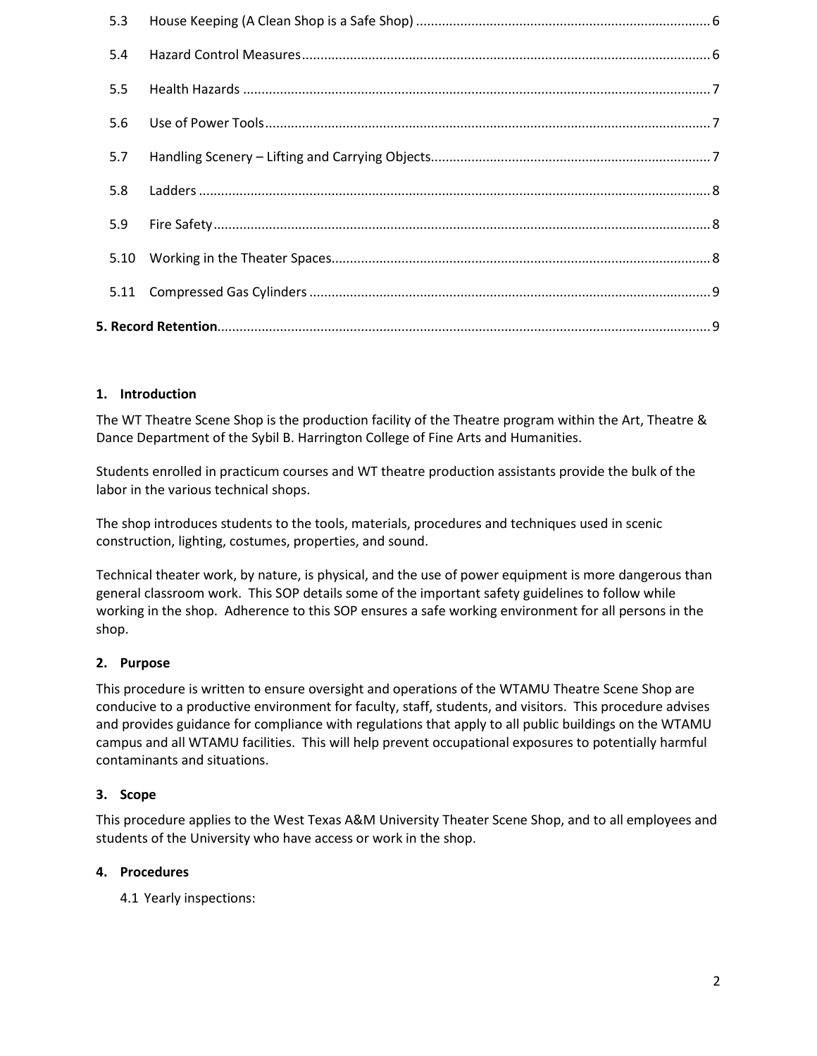| | | |
|---|---|---|
| 5.3 | House Keeping (A Clean Shop is a Safe Shop) | 6 |
| 5.4 | Hazard Control Measures | 6 |
| 5.5 | Health Hazards | 7 |
| 5.6 | Use of Power Tools | 7 |
| 5.7 | Handling Scenery – Lifting and Carrying Objects | 7 |
| 5.8 | Ladders | 8 |
| 5.9 | Fire Safety | 8 |
| 5.10 | Working in the Theater Spaces | 8 |
| 5.11 | Compressed Gas Cylinders | 9 |
| **5. Record Retention** | | 9 |

## 1. Introduction

The WT Theatre Scene Shop is the production facility of the Theatre program within the Art, Theatre & Dance Department of the Sybil B. Harrington College of Fine Arts and Humanities.

Students enrolled in practicum courses and WT theatre production assistants provide the bulk of the labor in the various technical shops.

The shop introduces students to the tools, materials, procedures and techniques used in scenic construction, lighting, costumes, properties, and sound.

Technical theater work, by nature, is physical, and the use of power equipment is more dangerous than general classroom work. This SOP details some of the important safety guidelines to follow while working in the shop. Adherence to this SOP ensures a safe working environment for all persons in the shop.

## 2. Purpose

This procedure is written to ensure oversight and operations of the WTAMU Theatre Scene Shop are conducive to a productive environment for faculty, staff, students, and visitors. This procedure advises and provides guidance for compliance with regulations that apply to all public buildings on the WTAMU campus and all WTAMU facilities. This will help prevent occupational exposures to potentially harmful contaminants and situations.

## 3. Scope

This procedure applies to the West Texas A&M University Theater Scene Shop, and to all employees and students of the University who have access or work in the shop.

## 4. Procedures

4.1 Yearly inspections: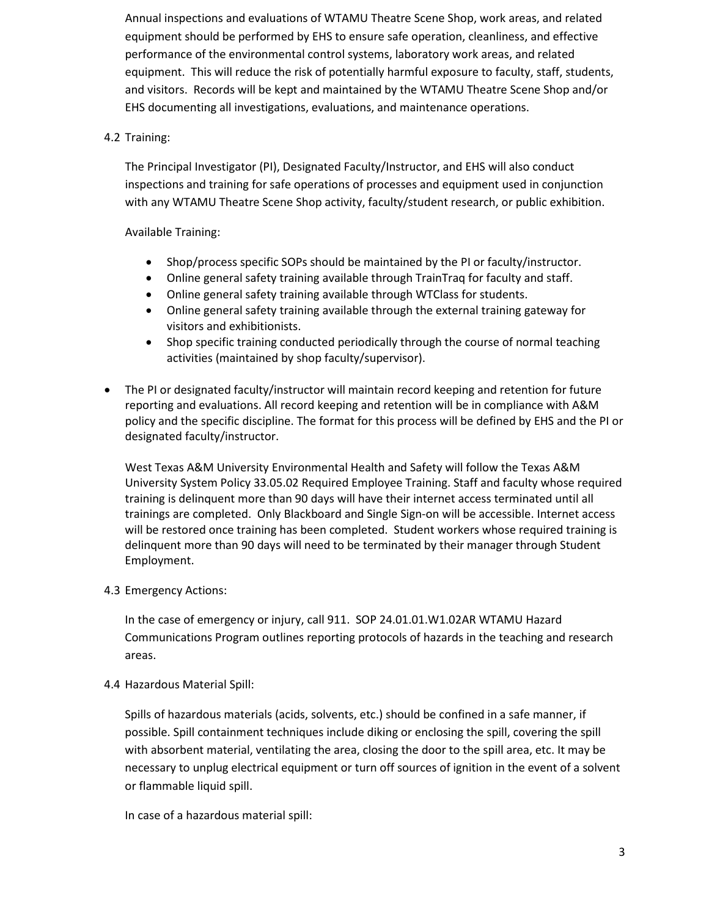Annual inspections and evaluations of WTAMU Theatre Scene Shop, work areas, and related equipment should be performed by EHS to ensure safe operation, cleanliness, and effective performance of the environmental control systems, laboratory work areas, and related equipment. This will reduce the risk of potentially harmful exposure to faculty, staff, students, and visitors. Records will be kept and maintained by the WTAMU Theatre Scene Shop and/or EHS documenting all investigations, evaluations, and maintenance operations.

4.2 Training:

The Principal Investigator (PI), Designated Faculty/Instructor, and EHS will also conduct inspections and training for safe operations of processes and equipment used in conjunction with any WTAMU Theatre Scene Shop activity, faculty/student research, or public exhibition.

Available Training:

- Shop/process specific SOPs should be maintained by the PI or faculty/instructor.
- Online general safety training available through TrainTraq for faculty and staff.
- Online general safety training available through WTClass for students.
- Online general safety training available through the external training gateway for visitors and exhibitionists.
- Shop specific training conducted periodically through the course of normal teaching activities (maintained by shop faculty/supervisor).

- The PI or designated faculty/instructor will maintain record keeping and retention for future reporting and evaluations. All record keeping and retention will be in compliance with A&M policy and the specific discipline. The format for this process will be defined by EHS and the PI or designated faculty/instructor.

West Texas A&M University Environmental Health and Safety will follow the Texas A&M University System Policy 33.05.02 Required Employee Training. Staff and faculty whose required training is delinquent more than 90 days will have their internet access terminated until all trainings are completed. Only Blackboard and Single Sign-on will be accessible. Internet access will be restored once training has been completed. Student workers whose required training is delinquent more than 90 days will need to be terminated by their manager through Student Employment.

4.3 Emergency Actions:

In the case of emergency or injury, call 911. SOP 24.01.01.W1.02AR WTAMU Hazard Communications Program outlines reporting protocols of hazards in the teaching and research areas.

4.4 Hazardous Material Spill:

Spills of hazardous materials (acids, solvents, etc.) should be confined in a safe manner, if possible. Spill containment techniques include diking or enclosing the spill, covering the spill with absorbent material, ventilating the area, closing the door to the spill area, etc. It may be necessary to unplug electrical equipment or turn off sources of ignition in the event of a solvent or flammable liquid spill.

In case of a hazardous material spill: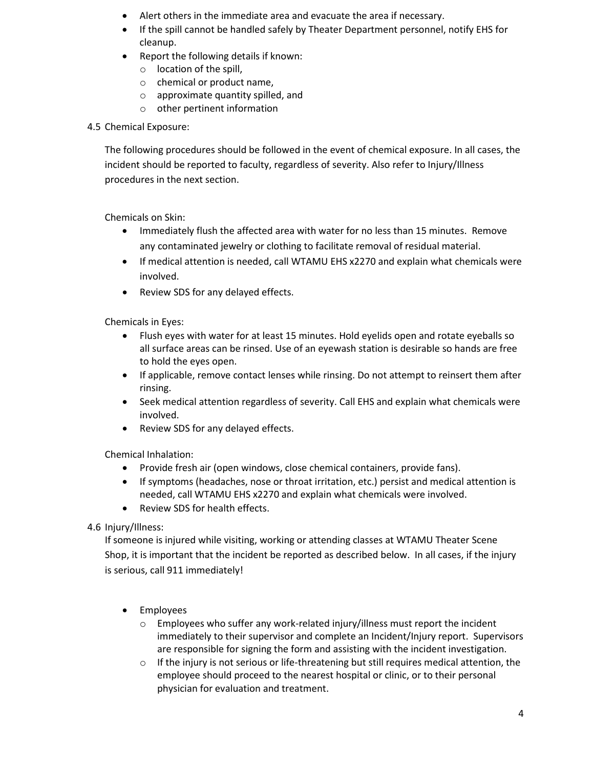- Alert others in the immediate area and evacuate the area if necessary.
- If the spill cannot be handled safely by Theater Department personnel, notify EHS for cleanup.
- Report the following details if known:
  - location of the spill,
  - chemical or product name,
  - approximate quantity spilled, and
  - other pertinent information

### 4.5 Chemical Exposure:

The following procedures should be followed in the event of chemical exposure. In all cases, the incident should be reported to faculty, regardless of severity. Also refer to Injury/Illness procedures in the next section.

Chemicals on Skin:

- Immediately flush the affected area with water for no less than 15 minutes. Remove any contaminated jewelry or clothing to facilitate removal of residual material.
- If medical attention is needed, call WTAMU EHS x2270 and explain what chemicals were involved.
- Review SDS for any delayed effects.

Chemicals in Eyes:

- Flush eyes with water for at least 15 minutes. Hold eyelids open and rotate eyeballs so all surface areas can be rinsed. Use of an eyewash station is desirable so hands are free to hold the eyes open.
- If applicable, remove contact lenses while rinsing. Do not attempt to reinsert them after rinsing.
- Seek medical attention regardless of severity. Call EHS and explain what chemicals were involved.
- Review SDS for any delayed effects.

Chemical Inhalation:

- Provide fresh air (open windows, close chemical containers, provide fans).
- If symptoms (headaches, nose or throat irritation, etc.) persist and medical attention is needed, call WTAMU EHS x2270 and explain what chemicals were involved.
- Review SDS for health effects.

### 4.6 Injury/Illness:

If someone is injured while visiting, working or attending classes at WTAMU Theater Scene Shop, it is important that the incident be reported as described below. In all cases, if the injury is serious, call 911 immediately!

- Employees
  - Employees who suffer any work-related injury/illness must report the incident immediately to their supervisor and complete an Incident/Injury report. Supervisors are responsible for signing the form and assisting with the incident investigation.
  - If the injury is not serious or life-threatening but still requires medical attention, the employee should proceed to the nearest hospital or clinic, or to their personal physician for evaluation and treatment.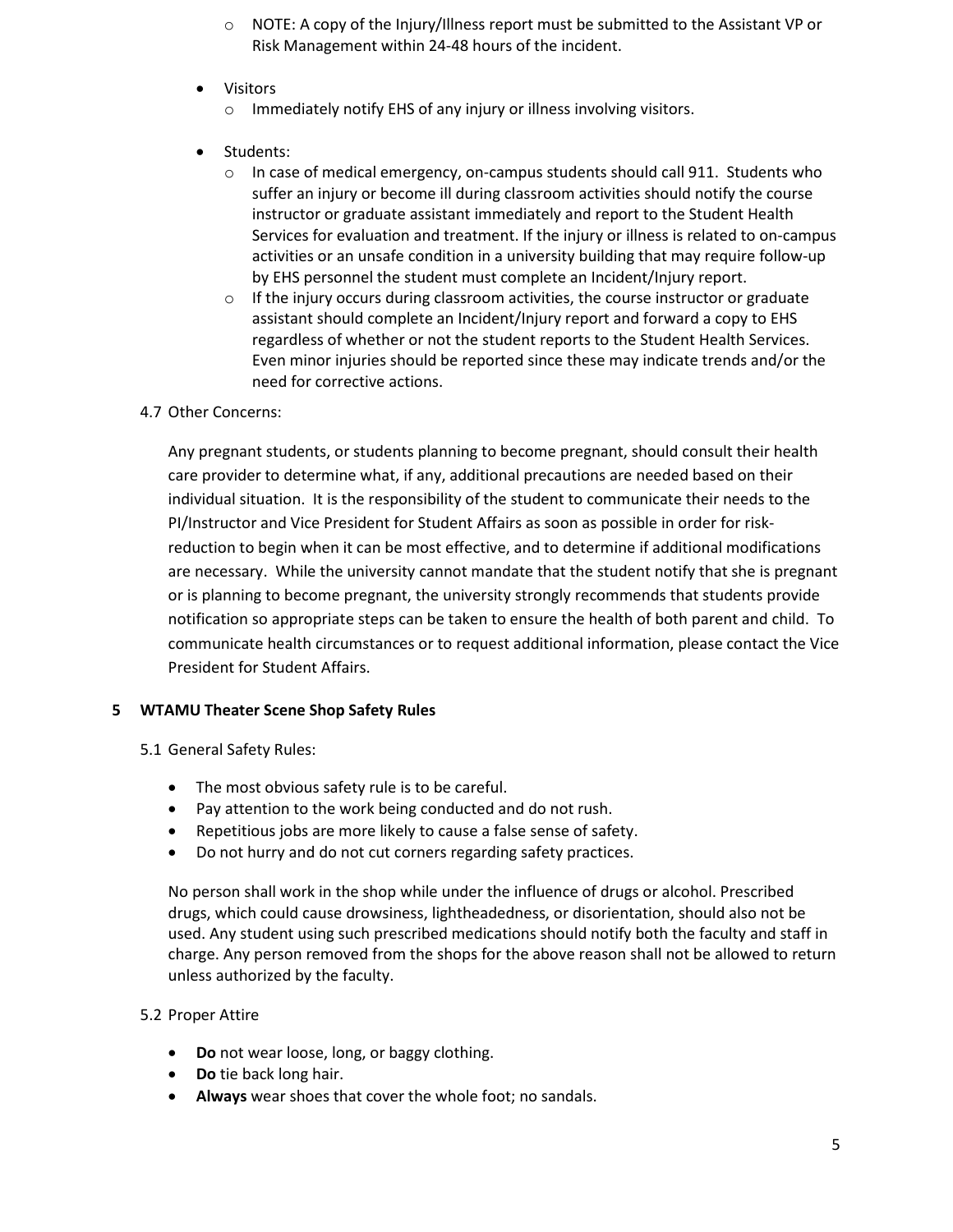- NOTE: A copy of the Injury/Illness report must be submitted to the Assistant VP or Risk Management within 24-48 hours of the incident.

- Visitors
  - Immediately notify EHS of any injury or illness involving visitors.

- Students:
  - In case of medical emergency, on-campus students should call 911. Students who suffer an injury or become ill during classroom activities should notify the course instructor or graduate assistant immediately and report to the Student Health Services for evaluation and treatment. If the injury or illness is related to on-campus activities or an unsafe condition in a university building that may require follow-up by EHS personnel the student must complete an Incident/Injury report.
  - If the injury occurs during classroom activities, the course instructor or graduate assistant should complete an Incident/Injury report and forward a copy to EHS regardless of whether or not the student reports to the Student Health Services. Even minor injuries should be reported since these may indicate trends and/or the need for corrective actions.

### 4.7 Other Concerns:

Any pregnant students, or students planning to become pregnant, should consult their health care provider to determine what, if any, additional precautions are needed based on their individual situation. It is the responsibility of the student to communicate their needs to the PI/Instructor and Vice President for Student Affairs as soon as possible in order for risk-reduction to begin when it can be most effective, and to determine if additional modifications are necessary. While the university cannot mandate that the student notify that she is pregnant or is planning to become pregnant, the university strongly recommends that students provide notification so appropriate steps can be taken to ensure the health of both parent and child. To communicate health circumstances or to request additional information, please contact the Vice President for Student Affairs.

## 5 WTAMU Theater Scene Shop Safety Rules

### 5.1 General Safety Rules:

- The most obvious safety rule is to be careful.
- Pay attention to the work being conducted and do not rush.
- Repetitious jobs are more likely to cause a false sense of safety.
- Do not hurry and do not cut corners regarding safety practices.

No person shall work in the shop while under the influence of drugs or alcohol. Prescribed drugs, which could cause drowsiness, lightheadedness, or disorientation, should also not be used. Any student using such prescribed medications should notify both the faculty and staff in charge. Any person removed from the shops for the above reason shall not be allowed to return unless authorized by the faculty.

### 5.2 Proper Attire

- **Do** not wear loose, long, or baggy clothing.
- **Do** tie back long hair.
- **Always** wear shoes that cover the whole foot; no sandals.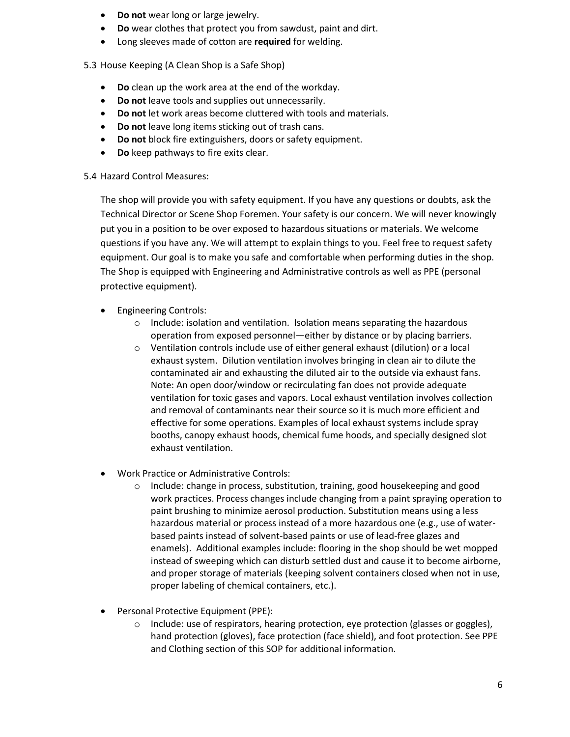- **Do not** wear long or large jewelry.
- **Do** wear clothes that protect you from sawdust, paint and dirt.
- Long sleeves made of cotton are **required** for welding.

5.3 House Keeping (A Clean Shop is a Safe Shop)

- **Do** clean up the work area at the end of the workday.
- **Do not** leave tools and supplies out unnecessarily.
- **Do not** let work areas become cluttered with tools and materials.
- **Do not** leave long items sticking out of trash cans.
- **Do not** block fire extinguishers, doors or safety equipment.
- **Do** keep pathways to fire exits clear.

5.4 Hazard Control Measures:

The shop will provide you with safety equipment. If you have any questions or doubts, ask the Technical Director or Scene Shop Foremen. Your safety is our concern. We will never knowingly put you in a position to be over exposed to hazardous situations or materials. We welcome questions if you have any. We will attempt to explain things to you. Feel free to request safety equipment. Our goal is to make you safe and comfortable when performing duties in the shop. The Shop is equipped with Engineering and Administrative controls as well as PPE (personal protective equipment).

- Engineering Controls:
    - Include: isolation and ventilation. Isolation means separating the hazardous operation from exposed personnel—either by distance or by placing barriers.
    - Ventilation controls include use of either general exhaust (dilution) or a local exhaust system. Dilution ventilation involves bringing in clean air to dilute the contaminated air and exhausting the diluted air to the outside via exhaust fans. Note: An open door/window or recirculating fan does not provide adequate ventilation for toxic gases and vapors. Local exhaust ventilation involves collection and removal of contaminants near their source so it is much more efficient and effective for some operations. Examples of local exhaust systems include spray booths, canopy exhaust hoods, chemical fume hoods, and specially designed slot exhaust ventilation.

- Work Practice or Administrative Controls:
    - Include: change in process, substitution, training, good housekeeping and good work practices. Process changes include changing from a paint spraying operation to paint brushing to minimize aerosol production. Substitution means using a less hazardous material or process instead of a more hazardous one (e.g., use of water-based paints instead of solvent-based paints or use of lead-free glazes and enamels). Additional examples include: flooring in the shop should be wet mopped instead of sweeping which can disturb settled dust and cause it to become airborne, and proper storage of materials (keeping solvent containers closed when not in use, proper labeling of chemical containers, etc.).

- Personal Protective Equipment (PPE):
    - Include: use of respirators, hearing protection, eye protection (glasses or goggles), hand protection (gloves), face protection (face shield), and foot protection. See PPE and Clothing section of this SOP for additional information.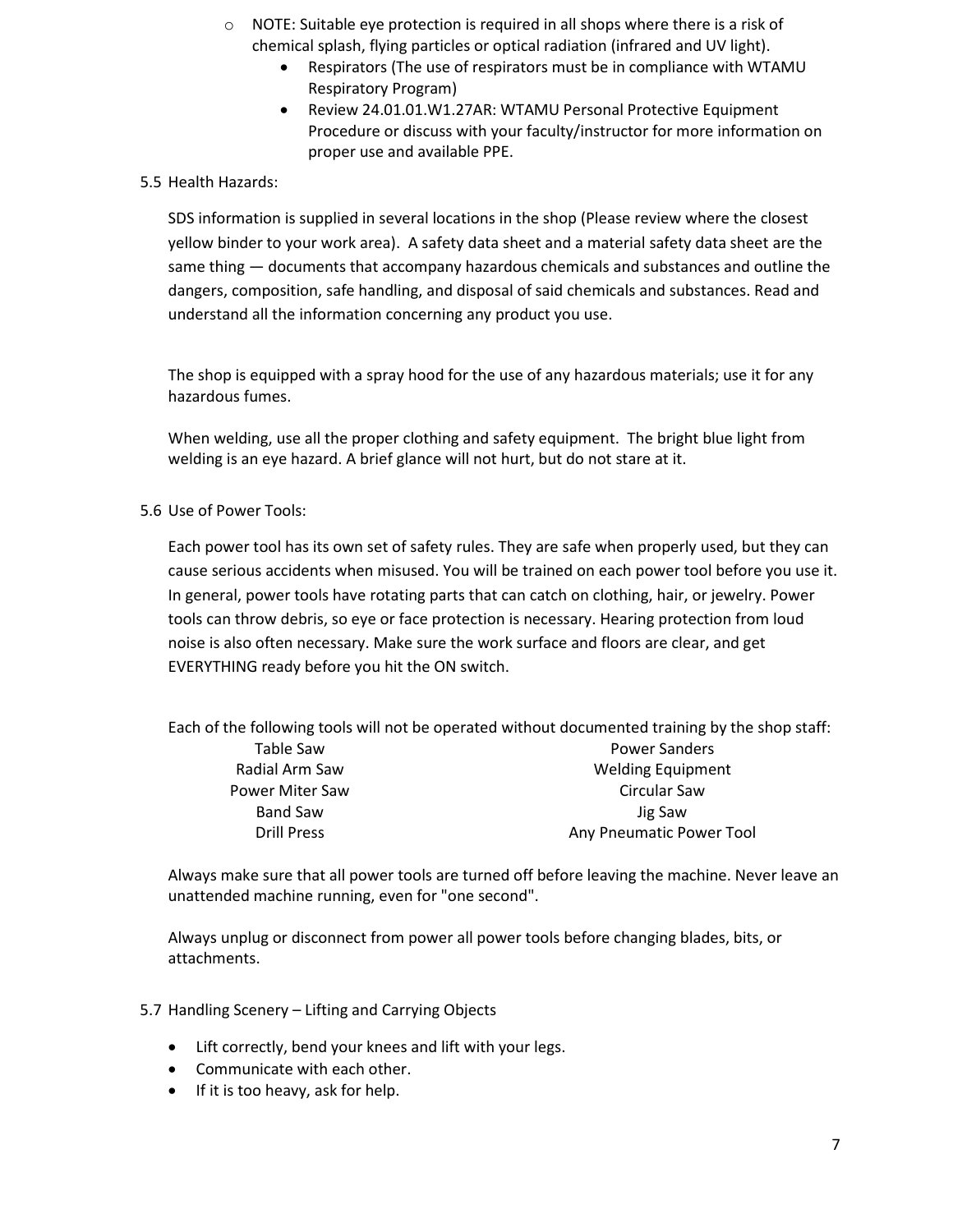- NOTE: Suitable eye protection is required in all shops where there is a risk of chemical splash, flying particles or optical radiation (infrared and UV light).
  - Respirators (The use of respirators must be in compliance with WTAMU Respiratory Program)
  - Review 24.01.01.W1.27AR: WTAMU Personal Protective Equipment Procedure or discuss with your faculty/instructor for more information on proper use and available PPE.

5.5 Health Hazards:

SDS information is supplied in several locations in the shop (Please review where the closest yellow binder to your work area). A safety data sheet and a material safety data sheet are the same thing — documents that accompany hazardous chemicals and substances and outline the dangers, composition, safe handling, and disposal of said chemicals and substances. Read and understand all the information concerning any product you use.

The shop is equipped with a spray hood for the use of any hazardous materials; use it for any hazardous fumes.

When welding, use all the proper clothing and safety equipment. The bright blue light from welding is an eye hazard. A brief glance will not hurt, but do not stare at it.

5.6 Use of Power Tools:

Each power tool has its own set of safety rules. They are safe when properly used, but they can cause serious accidents when misused. You will be trained on each power tool before you use it. In general, power tools have rotating parts that can catch on clothing, hair, or jewelry. Power tools can throw debris, so eye or face protection is necessary. Hearing protection from loud noise is also often necessary. Make sure the work surface and floors are clear, and get EVERYTHING ready before you hit the ON switch.

Each of the following tools will not be operated without documented training by the shop staff:

| | |
|---|---|
| Table Saw | Power Sanders |
| Radial Arm Saw | Welding Equipment |
| Power Miter Saw | Circular Saw |
| Band Saw | Jig Saw |
| Drill Press | Any Pneumatic Power Tool |

Always make sure that all power tools are turned off before leaving the machine. Never leave an unattended machine running, even for "one second".

Always unplug or disconnect from power all power tools before changing blades, bits, or attachments.

5.7 Handling Scenery – Lifting and Carrying Objects

- Lift correctly, bend your knees and lift with your legs.
- Communicate with each other.
- If it is too heavy, ask for help.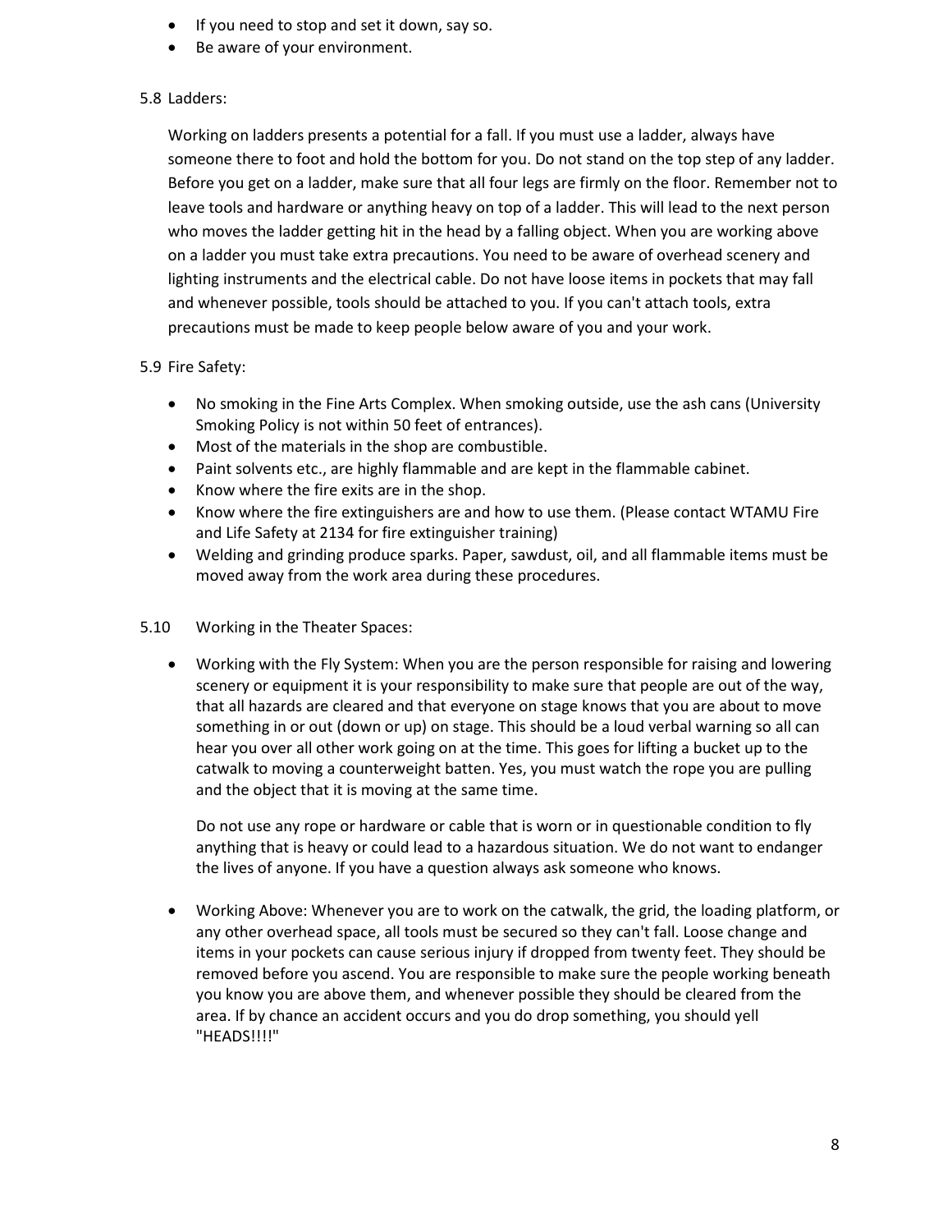- If you need to stop and set it down, say so.
- Be aware of your environment.

5.8 Ladders:

Working on ladders presents a potential for a fall. If you must use a ladder, always have someone there to foot and hold the bottom for you. Do not stand on the top step of any ladder. Before you get on a ladder, make sure that all four legs are firmly on the floor. Remember not to leave tools and hardware or anything heavy on top of a ladder. This will lead to the next person who moves the ladder getting hit in the head by a falling object. When you are working above on a ladder you must take extra precautions. You need to be aware of overhead scenery and lighting instruments and the electrical cable. Do not have loose items in pockets that may fall and whenever possible, tools should be attached to you. If you can't attach tools, extra precautions must be made to keep people below aware of you and your work.

5.9 Fire Safety:

- No smoking in the Fine Arts Complex. When smoking outside, use the ash cans (University Smoking Policy is not within 50 feet of entrances).
- Most of the materials in the shop are combustible.
- Paint solvents etc., are highly flammable and are kept in the flammable cabinet.
- Know where the fire exits are in the shop.
- Know where the fire extinguishers are and how to use them. (Please contact WTAMU Fire and Life Safety at 2134 for fire extinguisher training)
- Welding and grinding produce sparks. Paper, sawdust, oil, and all flammable items must be moved away from the work area during these procedures.

5.10 Working in the Theater Spaces:

- Working with the Fly System: When you are the person responsible for raising and lowering scenery or equipment it is your responsibility to make sure that people are out of the way, that all hazards are cleared and that everyone on stage knows that you are about to move something in or out (down or up) on stage. This should be a loud verbal warning so all can hear you over all other work going on at the time. This goes for lifting a bucket up to the catwalk to moving a counterweight batten. Yes, you must watch the rope you are pulling and the object that it is moving at the same time.

  Do not use any rope or hardware or cable that is worn or in questionable condition to fly anything that is heavy or could lead to a hazardous situation. We do not want to endanger the lives of anyone. If you have a question always ask someone who knows.

- Working Above: Whenever you are to work on the catwalk, the grid, the loading platform, or any other overhead space, all tools must be secured so they can't fall. Loose change and items in your pockets can cause serious injury if dropped from twenty feet. They should be removed before you ascend. You are responsible to make sure the people working beneath you know you are above them, and whenever possible they should be cleared from the area. If by chance an accident occurs and you do drop something, you should yell "HEADS!!!!"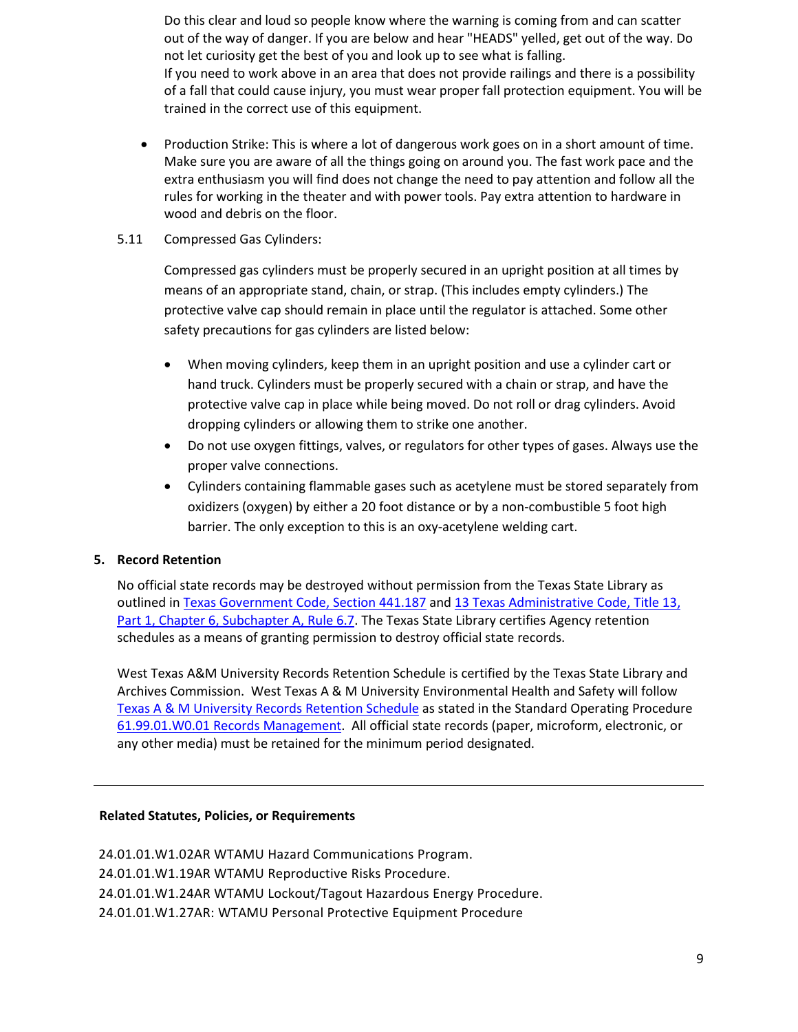Do this clear and loud so people know where the warning is coming from and can scatter out of the way of danger. If you are below and hear "HEADS" yelled, get out of the way. Do not let curiosity get the best of you and look up to see what is falling.
If you need to work above in an area that does not provide railings and there is a possibility of a fall that could cause injury, you must wear proper fall protection equipment. You will be trained in the correct use of this equipment.

- Production Strike: This is where a lot of dangerous work goes on in a short amount of time. Make sure you are aware of all the things going on around you. The fast work pace and the extra enthusiasm you will find does not change the need to pay attention and follow all the rules for working in the theater and with power tools. Pay extra attention to hardware in wood and debris on the floor.

5.11 Compressed Gas Cylinders:

Compressed gas cylinders must be properly secured in an upright position at all times by means of an appropriate stand, chain, or strap. (This includes empty cylinders.) The protective valve cap should remain in place until the regulator is attached. Some other safety precautions for gas cylinders are listed below:

- When moving cylinders, keep them in an upright position and use a cylinder cart or hand truck. Cylinders must be properly secured with a chain or strap, and have the protective valve cap in place while being moved. Do not roll or drag cylinders. Avoid dropping cylinders or allowing them to strike one another.
- Do not use oxygen fittings, valves, or regulators for other types of gases. Always use the proper valve connections.
- Cylinders containing flammable gases such as acetylene must be stored separately from oxidizers (oxygen) by either a 20 foot distance or by a non-combustible 5 foot high barrier. The only exception to this is an oxy-acetylene welding cart.

**5. Record Retention**

No official state records may be destroyed without permission from the Texas State Library as outlined in Texas Government Code, Section 441.187 and 13 Texas Administrative Code, Title 13, Part 1, Chapter 6, Subchapter A, Rule 6.7. The Texas State Library certifies Agency retention schedules as a means of granting permission to destroy official state records.

West Texas A&M University Records Retention Schedule is certified by the Texas State Library and Archives Commission. West Texas A & M University Environmental Health and Safety will follow Texas A & M University Records Retention Schedule as stated in the Standard Operating Procedure 61.99.01.W0.01 Records Management. All official state records (paper, microform, electronic, or any other media) must be retained for the minimum period designated.

---

**Related Statutes, Policies, or Requirements**

24.01.01.W1.02AR WTAMU Hazard Communications Program.
24.01.01.W1.19AR WTAMU Reproductive Risks Procedure.
24.01.01.W1.24AR WTAMU Lockout/Tagout Hazardous Energy Procedure.
24.01.01.W1.27AR: WTAMU Personal Protective Equipment Procedure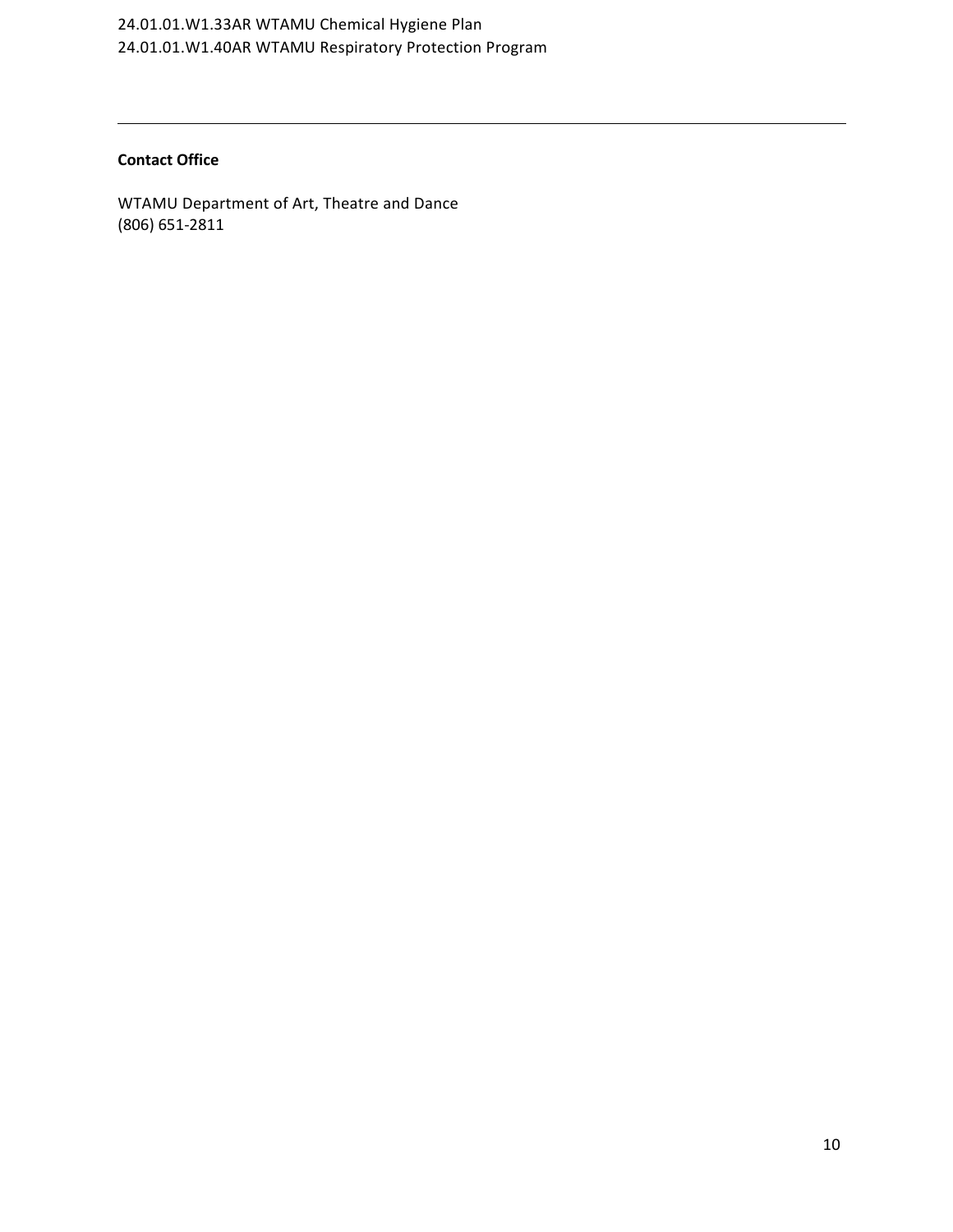24.01.01.W1.33AR WTAMU Chemical Hygiene Plan
24.01.01.W1.40AR WTAMU Respiratory Protection Program

---

**Contact Office**

WTAMU Department of Art, Theatre and Dance
(806) 651-2811